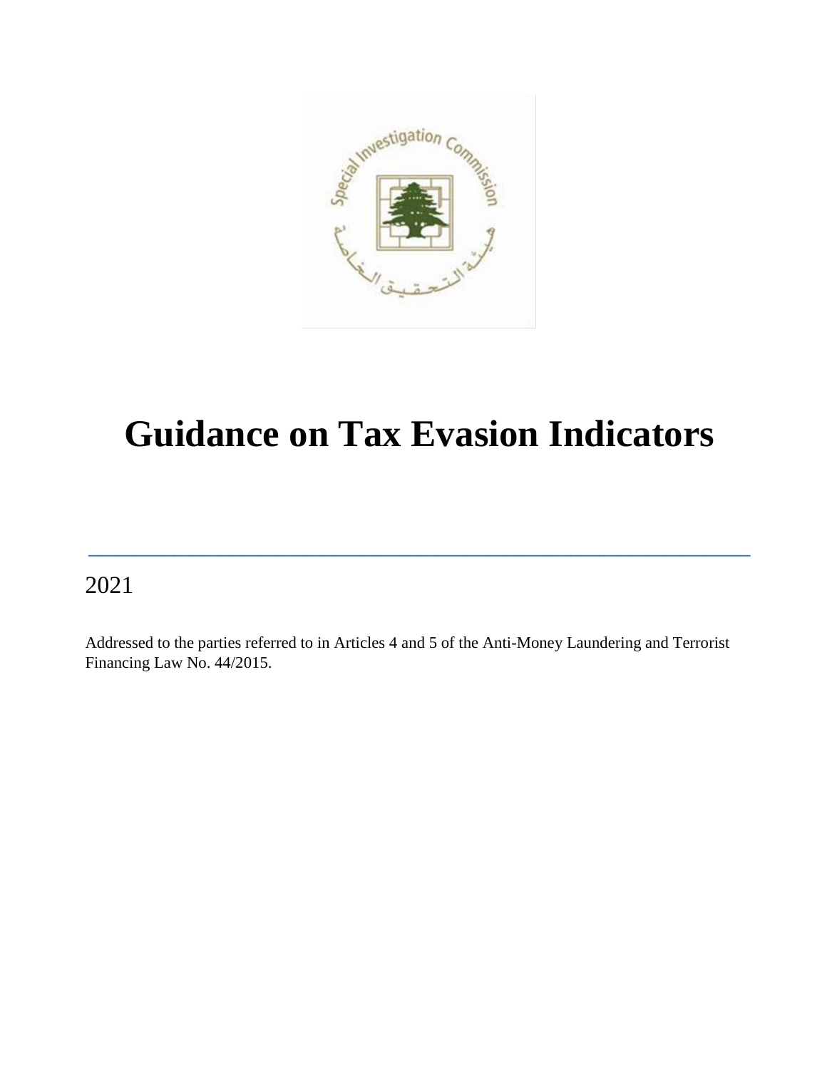# Guidance on Tax Evasion Indicators

---

2021

Addressed to the parties referred to in Articles 4 and 5 of the Anti-Money Laundering and Terrorist Financing Law No. 44/2015.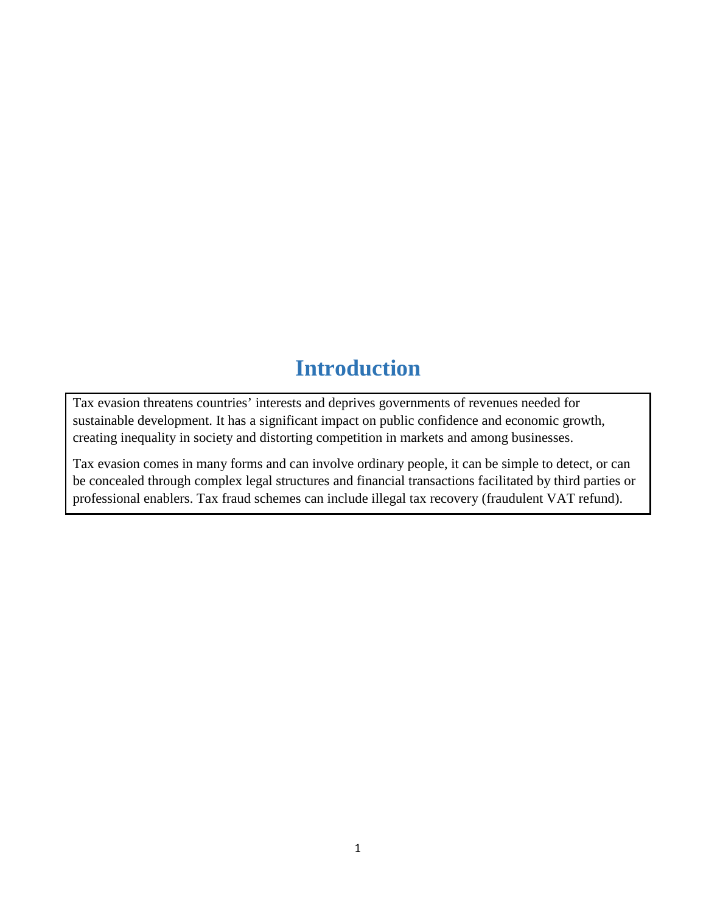# Introduction

Tax evasion threatens countries' interests and deprives governments of revenues needed for sustainable development. It has a significant impact on public confidence and economic growth, creating inequality in society and distorting competition in markets and among businesses.

Tax evasion comes in many forms and can involve ordinary people, it can be simple to detect, or can be concealed through complex legal structures and financial transactions facilitated by third parties or professional enablers. Tax fraud schemes can include illegal tax recovery (fraudulent VAT refund).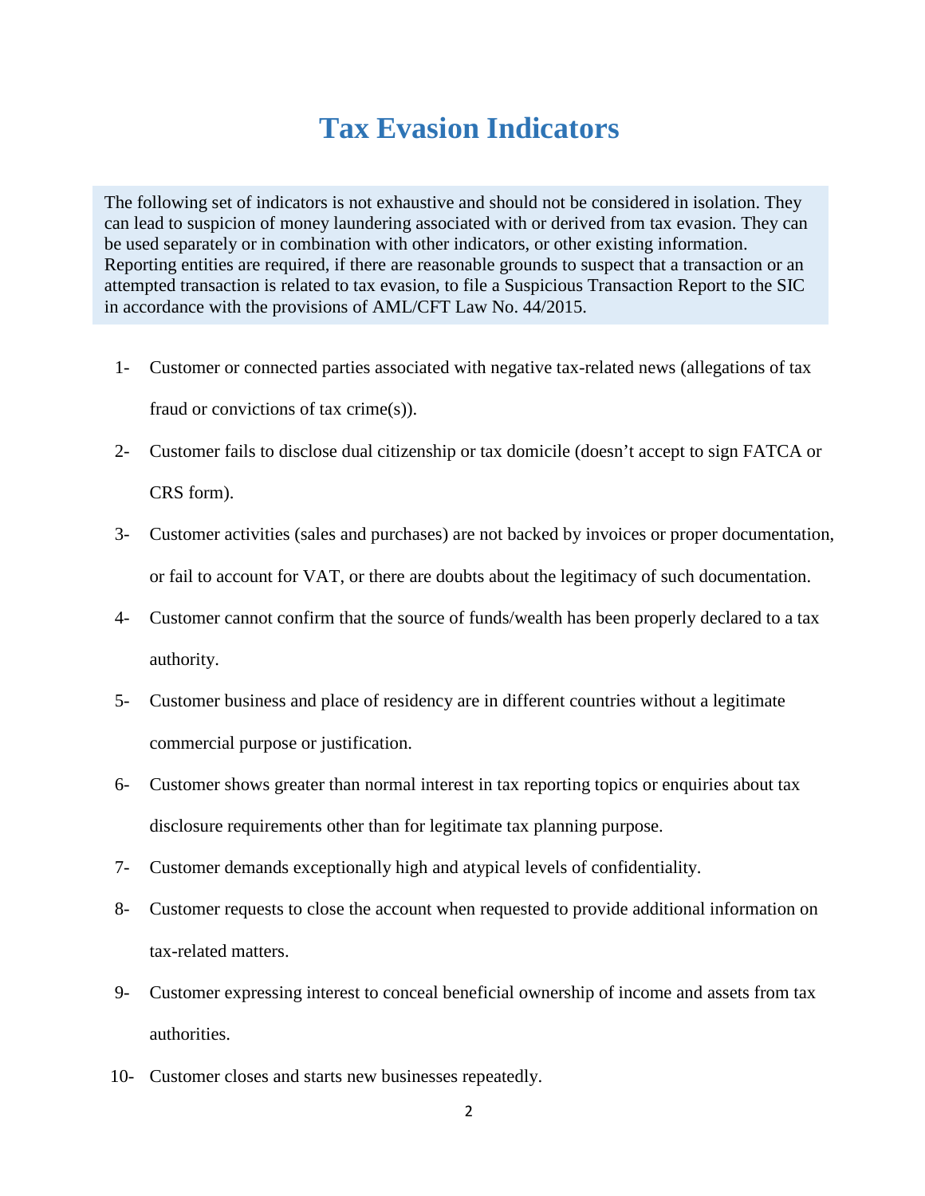# Tax Evasion Indicators

The following set of indicators is not exhaustive and should not be considered in isolation. They can lead to suspicion of money laundering associated with or derived from tax evasion. They can be used separately or in combination with other indicators, or other existing information. Reporting entities are required, if there are reasonable grounds to suspect that a transaction or an attempted transaction is related to tax evasion, to file a Suspicious Transaction Report to the SIC in accordance with the provisions of AML/CFT Law No. 44/2015.

1- Customer or connected parties associated with negative tax-related news (allegations of tax fraud or convictions of tax crime(s)).

2- Customer fails to disclose dual citizenship or tax domicile (doesn't accept to sign FATCA or CRS form).

3- Customer activities (sales and purchases) are not backed by invoices or proper documentation, or fail to account for VAT, or there are doubts about the legitimacy of such documentation.

4- Customer cannot confirm that the source of funds/wealth has been properly declared to a tax authority.

5- Customer business and place of residency are in different countries without a legitimate commercial purpose or justification.

6- Customer shows greater than normal interest in tax reporting topics or enquiries about tax disclosure requirements other than for legitimate tax planning purpose.

7- Customer demands exceptionally high and atypical levels of confidentiality.

8- Customer requests to close the account when requested to provide additional information on tax-related matters.

9- Customer expressing interest to conceal beneficial ownership of income and assets from tax authorities.

10- Customer closes and starts new businesses repeatedly.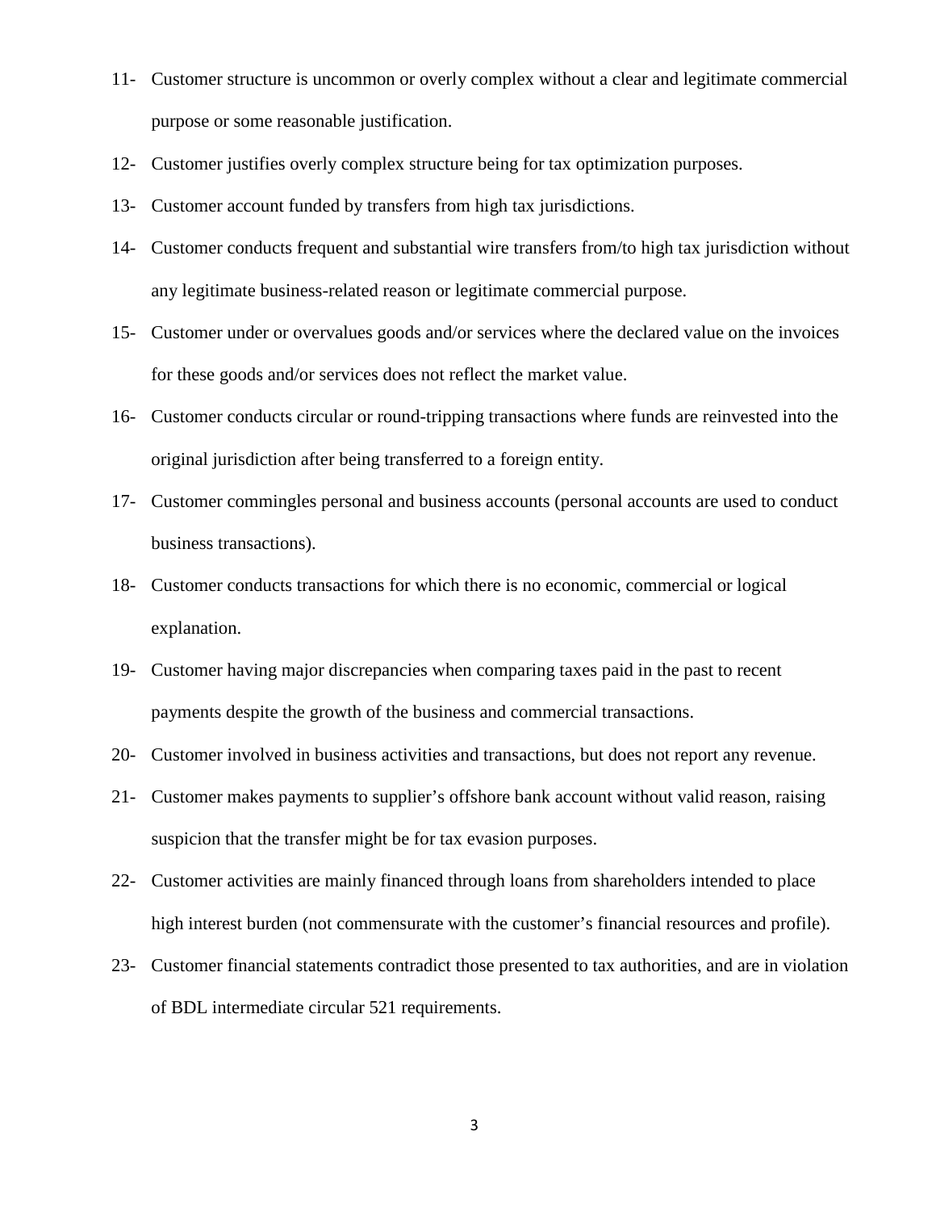11- Customer structure is uncommon or overly complex without a clear and legitimate commercial purpose or some reasonable justification.

12- Customer justifies overly complex structure being for tax optimization purposes.

13- Customer account funded by transfers from high tax jurisdictions.

14- Customer conducts frequent and substantial wire transfers from/to high tax jurisdiction without any legitimate business-related reason or legitimate commercial purpose.

15- Customer under or overvalues goods and/or services where the declared value on the invoices for these goods and/or services does not reflect the market value.

16- Customer conducts circular or round-tripping transactions where funds are reinvested into the original jurisdiction after being transferred to a foreign entity.

17- Customer commingles personal and business accounts (personal accounts are used to conduct business transactions).

18- Customer conducts transactions for which there is no economic, commercial or logical explanation.

19- Customer having major discrepancies when comparing taxes paid in the past to recent payments despite the growth of the business and commercial transactions.

20- Customer involved in business activities and transactions, but does not report any revenue.

21- Customer makes payments to supplier's offshore bank account without valid reason, raising suspicion that the transfer might be for tax evasion purposes.

22- Customer activities are mainly financed through loans from shareholders intended to place high interest burden (not commensurate with the customer's financial resources and profile).

23- Customer financial statements contradict those presented to tax authorities, and are in violation of BDL intermediate circular 521 requirements.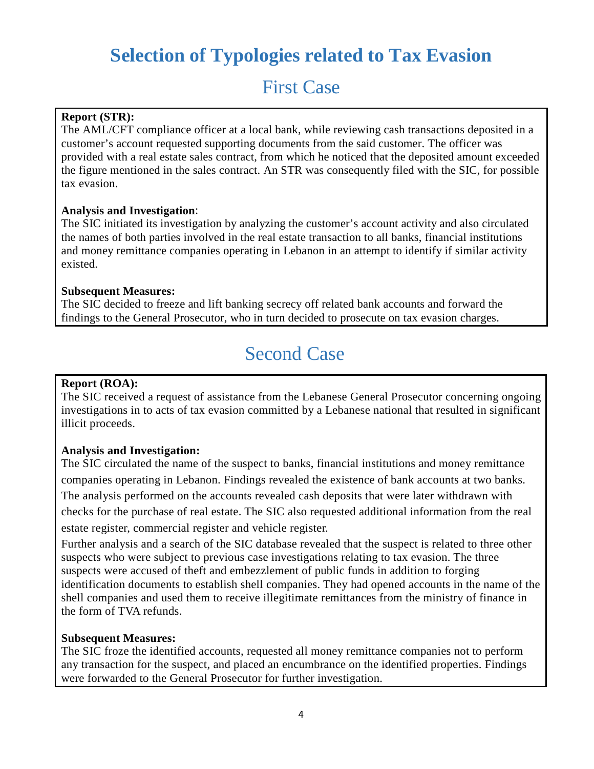# Selection of Typologies related to Tax Evasion

## First Case

**Report (STR):**
The AML/CFT compliance officer at a local bank, while reviewing cash transactions deposited in a customer's account requested supporting documents from the said customer. The officer was provided with a real estate sales contract, from which he noticed that the deposited amount exceeded the figure mentioned in the sales contract. An STR was consequently filed with the SIC, for possible tax evasion.

**Analysis and Investigation**:
The SIC initiated its investigation by analyzing the customer's account activity and also circulated the names of both parties involved in the real estate transaction to all banks, financial institutions and money remittance companies operating in Lebanon in an attempt to identify if similar activity existed.

**Subsequent Measures:**
The SIC decided to freeze and lift banking secrecy off related bank accounts and forward the findings to the General Prosecutor, who in turn decided to prosecute on tax evasion charges.

## Second Case

**Report (ROA):**
The SIC received a request of assistance from the Lebanese General Prosecutor concerning ongoing investigations in to acts of tax evasion committed by a Lebanese national that resulted in significant illicit proceeds.

**Analysis and Investigation:**
The SIC circulated the name of the suspect to banks, financial institutions and money remittance companies operating in Lebanon. Findings revealed the existence of bank accounts at two banks. The analysis performed on the accounts revealed cash deposits that were later withdrawn with checks for the purchase of real estate. The SIC also requested additional information from the real estate register, commercial register and vehicle register.
Further analysis and a search of the SIC database revealed that the suspect is related to three other suspects who were subject to previous case investigations relating to tax evasion. The three suspects were accused of theft and embezzlement of public funds in addition to forging identification documents to establish shell companies. They had opened accounts in the name of the shell companies and used them to receive illegitimate remittances from the ministry of finance in the form of TVA refunds.

**Subsequent Measures:**
The SIC froze the identified accounts, requested all money remittance companies not to perform any transaction for the suspect, and placed an encumbrance on the identified properties. Findings were forwarded to the General Prosecutor for further investigation.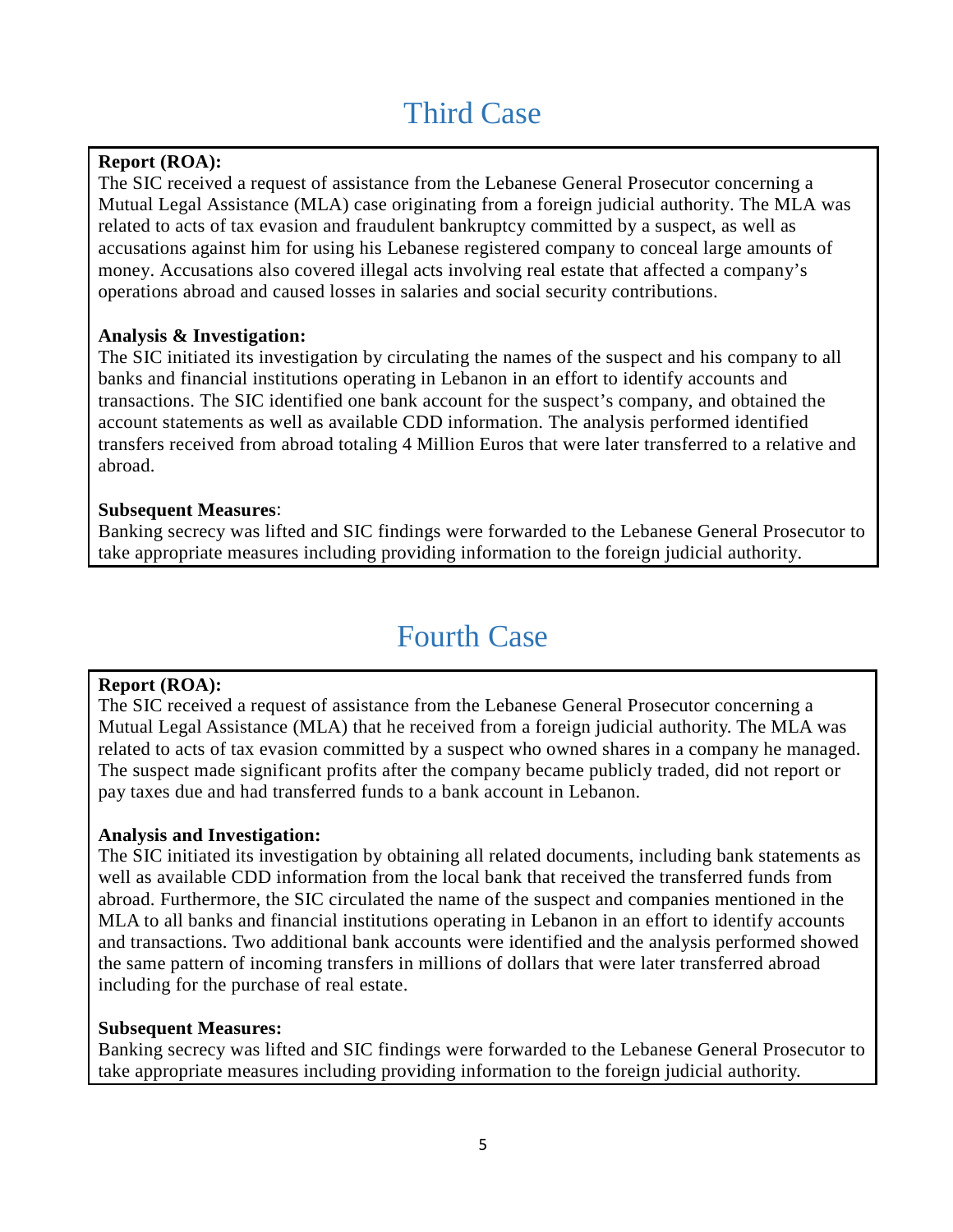# Third Case

**Report (ROA):**
The SIC received a request of assistance from the Lebanese General Prosecutor concerning a Mutual Legal Assistance (MLA) case originating from a foreign judicial authority. The MLA was related to acts of tax evasion and fraudulent bankruptcy committed by a suspect, as well as accusations against him for using his Lebanese registered company to conceal large amounts of money. Accusations also covered illegal acts involving real estate that affected a company's operations abroad and caused losses in salaries and social security contributions.

**Analysis & Investigation:**
The SIC initiated its investigation by circulating the names of the suspect and his company to all banks and financial institutions operating in Lebanon in an effort to identify accounts and transactions. The SIC identified one bank account for the suspect's company, and obtained the account statements as well as available CDD information. The analysis performed identified transfers received from abroad totaling 4 Million Euros that were later transferred to a relative and abroad.

**Subsequent Measures**:
Banking secrecy was lifted and SIC findings were forwarded to the Lebanese General Prosecutor to take appropriate measures including providing information to the foreign judicial authority.

# Fourth Case

**Report (ROA):**
The SIC received a request of assistance from the Lebanese General Prosecutor concerning a Mutual Legal Assistance (MLA) that he received from a foreign judicial authority. The MLA was related to acts of tax evasion committed by a suspect who owned shares in a company he managed. The suspect made significant profits after the company became publicly traded, did not report or pay taxes due and had transferred funds to a bank account in Lebanon.

**Analysis and Investigation:**
The SIC initiated its investigation by obtaining all related documents, including bank statements as well as available CDD information from the local bank that received the transferred funds from abroad. Furthermore, the SIC circulated the name of the suspect and companies mentioned in the MLA to all banks and financial institutions operating in Lebanon in an effort to identify accounts and transactions. Two additional bank accounts were identified and the analysis performed showed the same pattern of incoming transfers in millions of dollars that were later transferred abroad including for the purchase of real estate.

**Subsequent Measures:**
Banking secrecy was lifted and SIC findings were forwarded to the Lebanese General Prosecutor to take appropriate measures including providing information to the foreign judicial authority.